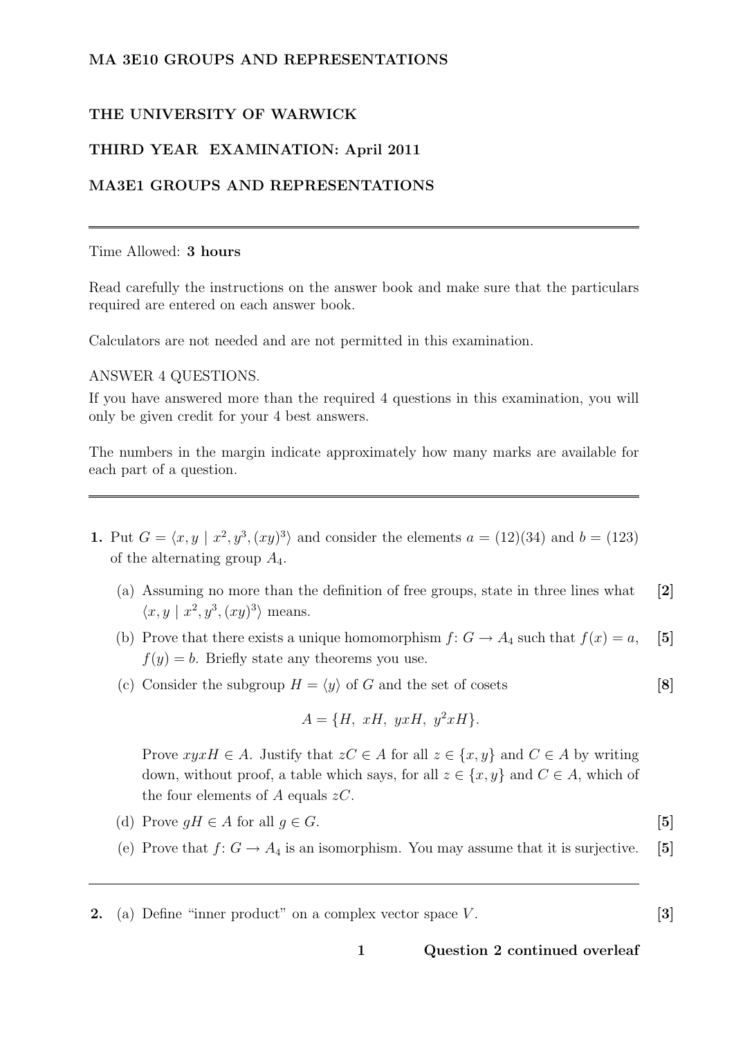**MA 3E10 GROUPS AND REPRESENTATIONS**

**THE UNIVERSITY OF WARWICK**

**THIRD YEAR EXAMINATION: April 2011**

**MA3E1 GROUPS AND REPRESENTATIONS**

---

Time Allowed: **3 hours**

Read carefully the instructions on the answer book and make sure that the particulars required are entered on each answer book.

Calculators are not needed and are not permitted in this examination.

ANSWER 4 QUESTIONS.

If you have answered more than the required 4 questions in this examination, you will only be given credit for your 4 best answers.

The numbers in the margin indicate approximately how many marks are available for each part of a question.

---

**1.** Put $G = \langle x, y \mid x^2, y^3, (xy)^3 \rangle$ and consider the elements $a = (12)(34)$ and $b = (123)$ of the alternating group $A_4$.

(a) Assuming no more than the definition of free groups, state in three lines what $\langle x, y \mid x^2, y^3, (xy)^3 \rangle$ means. **[2]**

(b) Prove that there exists a unique homomorphism $f \colon G \to A_4$ such that $f(x) = a$, $f(y) = b$. Briefly state any theorems you use. **[5]**

(c) Consider the subgroup $H = \langle y \rangle$ of $G$ and the set of cosets **[8]**

$$A = \{H,\ xH,\ yxH,\ y^2xH\}.$$

Prove $xyxH \in A$. Justify that $zC \in A$ for all $z \in \{x, y\}$ and $C \in A$ by writing down, without proof, a table which says, for all $z \in \{x, y\}$ and $C \in A$, which of the four elements of $A$ equals $zC$.

(d) Prove $gH \in A$ for all $g \in G$. **[5]**

(e) Prove that $f \colon G \to A_4$ is an isomorphism. You may assume that it is surjective. **[5]**

---

**2.** (a) Define "inner product" on a complex vector space $V$. **[3]**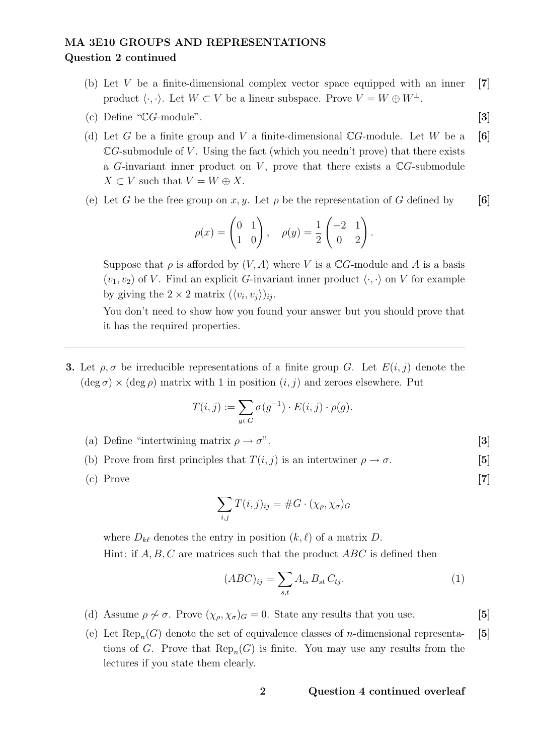**MA 3E10 GROUPS AND REPRESENTATIONS**
**Question 2 continued**

(b) Let $V$ be a finite-dimensional complex vector space equipped with an inner product $\langle \cdot, \cdot \rangle$. Let $W \subset V$ be a linear subspace. Prove $V = W \oplus W^{\perp}$. **[7]**

(c) Define "$\mathbb{C}G$-module". **[3]**

(d) Let $G$ be a finite group and $V$ a finite-dimensional $\mathbb{C}G$-module. Let $W$ be a $\mathbb{C}G$-submodule of $V$. Using the fact (which you needn't prove) that there exists a $G$-invariant inner product on $V$, prove that there exists a $\mathbb{C}G$-submodule $X \subset V$ such that $V = W \oplus X$. **[6]**

(e) Let $G$ be the free group on $x, y$. Let $\rho$ be the representation of $G$ defined by **[6]**

$$\rho(x) = \begin{pmatrix} 0 & 1 \\ 1 & 0 \end{pmatrix}, \quad \rho(y) = \frac{1}{2}\begin{pmatrix} -2 & 1 \\ 0 & 2 \end{pmatrix}.$$

Suppose that $\rho$ is afforded by $(V, A)$ where $V$ is a $\mathbb{C}G$-module and $A$ is a basis $(v_1, v_2)$ of $V$. Find an explicit $G$-invariant inner product $\langle \cdot, \cdot \rangle$ on $V$ for example by giving the $2 \times 2$ matrix $(\langle v_i, v_j \rangle)_{ij}$.

You don't need to show how you found your answer but you should prove that it has the required properties.

---

**3.** Let $\rho, \sigma$ be irreducible representations of a finite group $G$. Let $E(i,j)$ denote the $(\deg \sigma) \times (\deg \rho)$ matrix with 1 in position $(i,j)$ and zeroes elsewhere. Put

$$T(i,j) := \sum_{g \in G} \sigma(g^{-1}) \cdot E(i,j) \cdot \rho(g).$$

(a) Define "intertwining matrix $\rho \to \sigma$". **[3]**

(b) Prove from first principles that $T(i,j)$ is an intertwiner $\rho \to \sigma$. **[5]**

(c) Prove **[7]**

$$\sum_{i,j} T(i,j)_{ij} = \#G \cdot (\chi_\rho, \chi_\sigma)_G$$

where $D_{k\ell}$ denotes the entry in position $(k, \ell)$ of a matrix $D$.

Hint: if $A, B, C$ are matrices such that the product $ABC$ is defined then

$$(ABC)_{ij} = \sum_{s,t} A_{is} \, B_{st} \, C_{tj}. \tag{1}$$

(d) Assume $\rho \not\sim \sigma$. Prove $(\chi_\rho, \chi_\sigma)_G = 0$. State any results that you use. **[5]**

(e) Let $\mathrm{Rep}_n(G)$ denote the set of equivalence classes of $n$-dimensional representations of $G$. Prove that $\mathrm{Rep}_n(G)$ is finite. You may use any results from the lectures if you state them clearly. **[5]**

**Question 4 continued overleaf**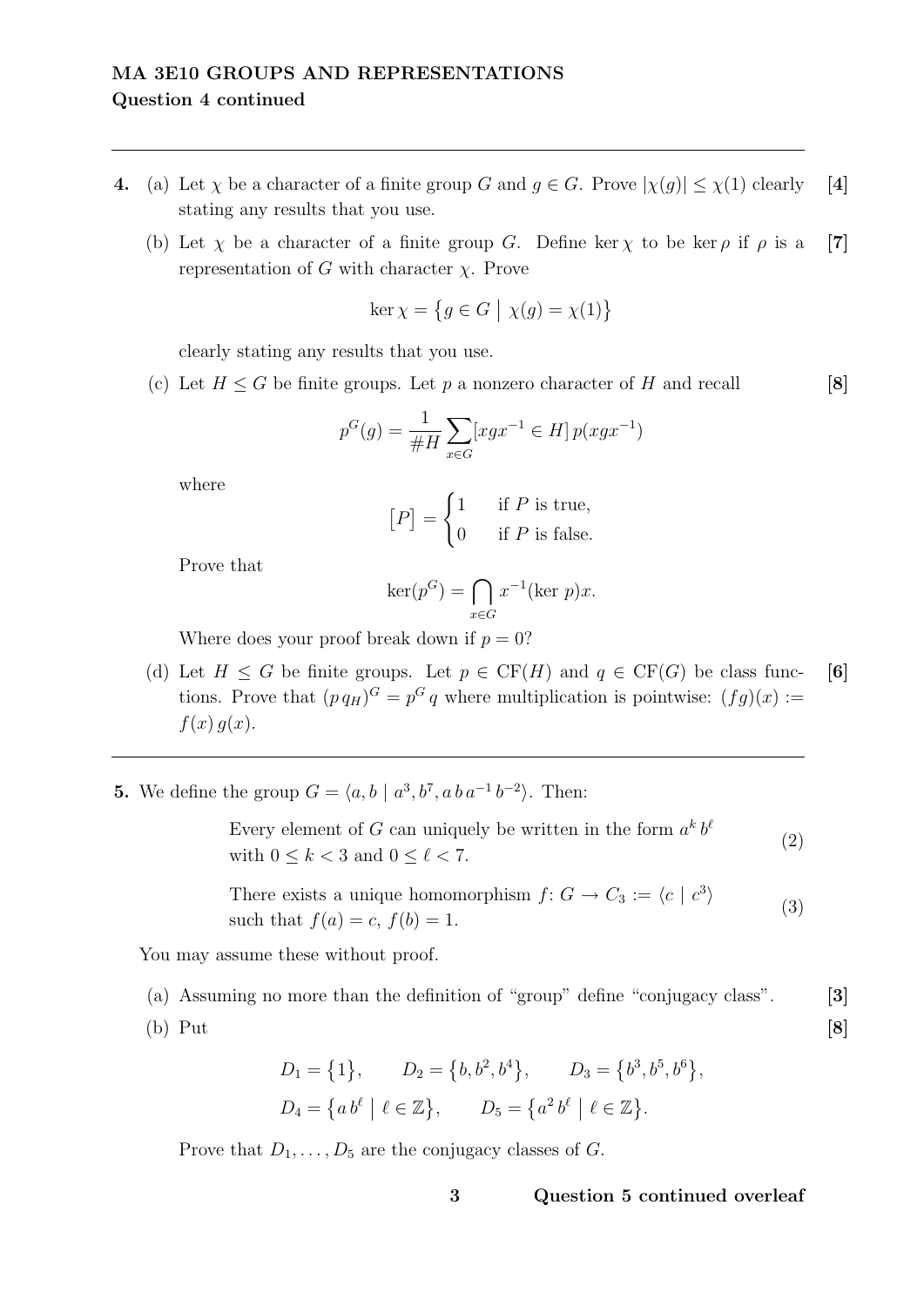**Question 4 continued**

---

**4.** (a) Let $\chi$ be a character of a finite group $G$ and $g \in G$. Prove $|\chi(g)| \leq \chi(1)$ clearly stating any results that you use. **[4]**

(b) Let $\chi$ be a character of a finite group $G$. Define $\ker \chi$ to be $\ker \rho$ if $\rho$ is a representation of $G$ with character $\chi$. Prove **[7]**

$$\ker \chi = \{g \in G \mid \chi(g) = \chi(1)\}$$

clearly stating any results that you use.

(c) Let $H \leq G$ be finite groups. Let $p$ a nonzero character of $H$ and recall **[8]**

$$p^G(g) = \frac{1}{\#H} \sum_{x \in G} [xgx^{-1} \in H]\, p(xgx^{-1})$$

where

$$[P] = \begin{cases} 1 & \text{if } P \text{ is true,} \\ 0 & \text{if } P \text{ is false.} \end{cases}$$

Prove that

$$\ker(p^G) = \bigcap_{x \in G} x^{-1}(\ker p)x.$$

Where does your proof break down if $p = 0$?

(d) Let $H \leq G$ be finite groups. Let $p \in \mathrm{CF}(H)$ and $q \in \mathrm{CF}(G)$ be class functions. Prove that $(p\, q_H)^G = p^G\, q$ where multiplication is pointwise: $(fg)(x) := f(x)\, g(x)$. **[6]**

---

**5.** We define the group $G = \langle a, b \mid a^3, b^7, a\, b\, a^{-1}\, b^{-2} \rangle$. Then:

> Every element of $G$ can uniquely be written in the form $a^k\, b^\ell$ with $0 \leq k < 3$ and $0 \leq \ell < 7$. (2)
>
> There exists a unique homomorphism $f \colon G \to C_3 := \langle c \mid c^3 \rangle$ such that $f(a) = c$, $f(b) = 1$. (3)

You may assume these without proof.

(a) Assuming no more than the definition of "group" define "conjugacy class". **[3]**

(b) Put **[8]**

$$D_1 = \{1\}, \qquad D_2 = \{b, b^2, b^4\}, \qquad D_3 = \{b^3, b^5, b^6\},$$
$$D_4 = \{a\, b^\ell \mid \ell \in \mathbb{Z}\}, \qquad D_5 = \{a^2\, b^\ell \mid \ell \in \mathbb{Z}\}.$$

Prove that $D_1, \ldots, D_5$ are the conjugacy classes of $G$.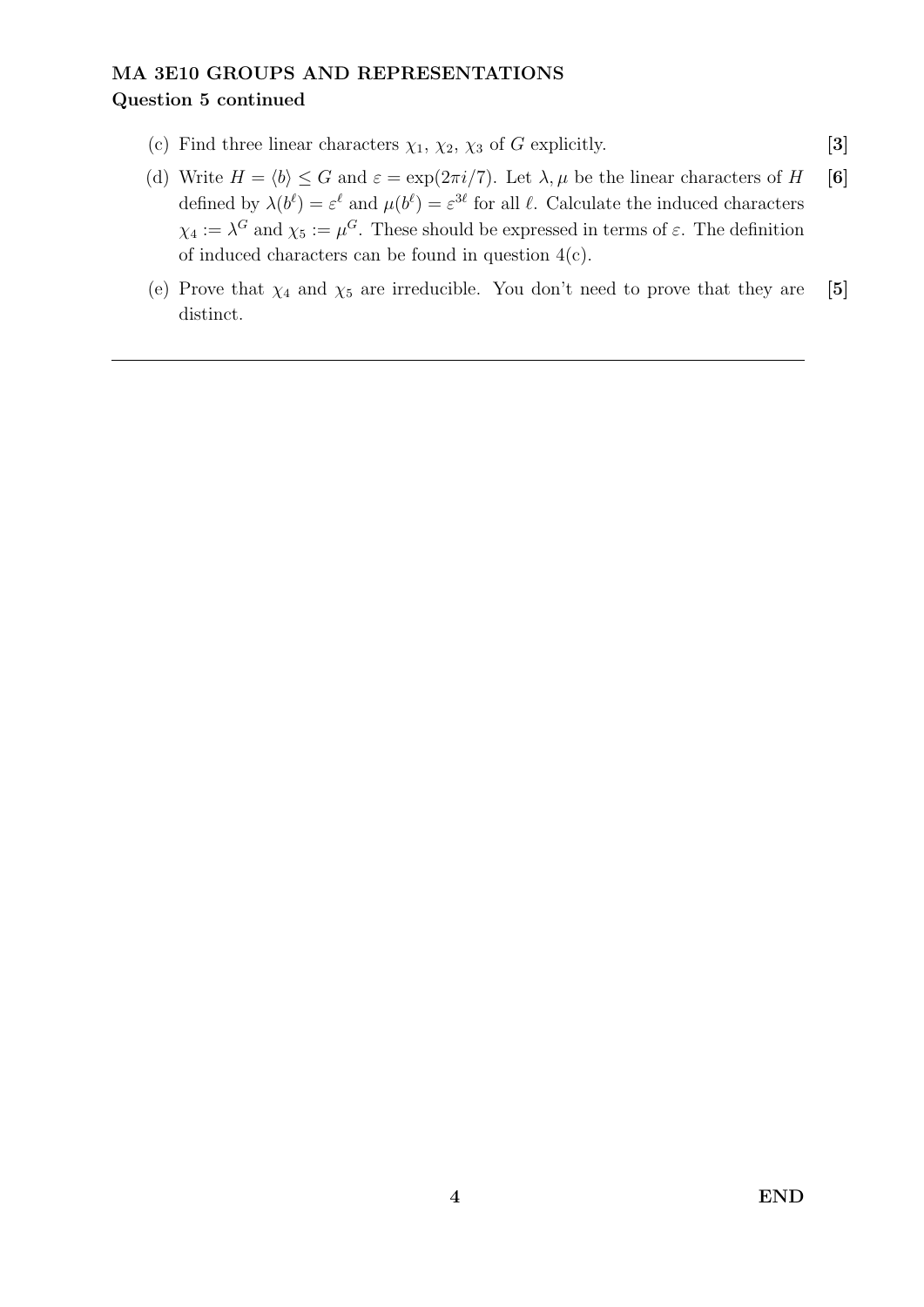**MA 3E10 GROUPS AND REPRESENTATIONS**
**Question 5 continued**

(c) Find three linear characters $\chi_1$, $\chi_2$, $\chi_3$ of $G$ explicitly. **[3]**

(d) Write $H = \langle b \rangle \leq G$ and $\varepsilon = \exp(2\pi i/7)$. Let $\lambda, \mu$ be the linear characters of $H$ defined by $\lambda(b^\ell) = \varepsilon^\ell$ and $\mu(b^\ell) = \varepsilon^{3\ell}$ for all $\ell$. Calculate the induced characters $\chi_4 := \lambda^G$ and $\chi_5 := \mu^G$. These should be expressed in terms of $\varepsilon$. The definition of induced characters can be found in question 4(c). **[6]**

(e) Prove that $\chi_4$ and $\chi_5$ are irreducible. You don't need to prove that they are distinct. **[5]**

---

**END**